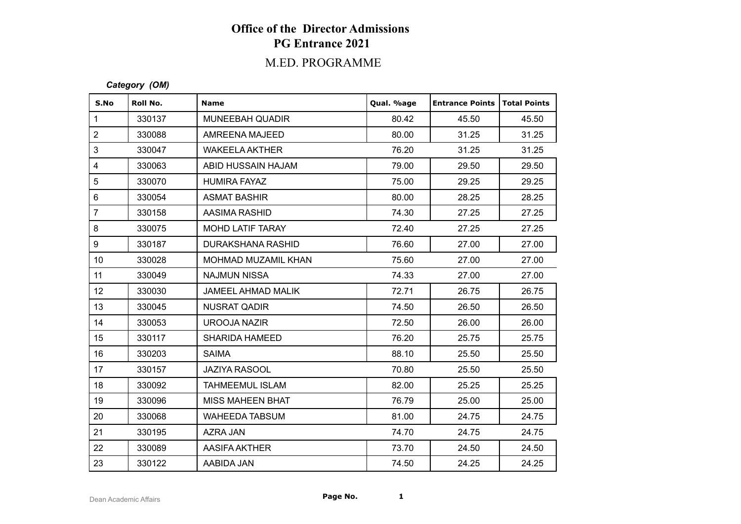# Office of the Director Admissions
## PG Entrance 2021
### M.ED. PROGRAMME

***Category (OM)***

| S.No | Roll No. | Name | Qual. %age | Entrance Points | Total Points |
|---|---|---|---|---|---|
| 1 | 330137 | MUNEEBAH QUADIR | 80.42 | 45.50 | 45.50 |
| 2 | 330088 | AMREENA MAJEED | 80.00 | 31.25 | 31.25 |
| 3 | 330047 | WAKEELA AKTHER | 76.20 | 31.25 | 31.25 |
| 4 | 330063 | ABID HUSSAIN HAJAM | 79.00 | 29.50 | 29.50 |
| 5 | 330070 | HUMIRA FAYAZ | 75.00 | 29.25 | 29.25 |
| 6 | 330054 | ASMAT BASHIR | 80.00 | 28.25 | 28.25 |
| 7 | 330158 | AASIMA RASHID | 74.30 | 27.25 | 27.25 |
| 8 | 330075 | MOHD LATIF TARAY | 72.40 | 27.25 | 27.25 |
| 9 | 330187 | DURAKSHANA RASHID | 76.60 | 27.00 | 27.00 |
| 10 | 330028 | MOHMAD MUZAMIL KHAN | 75.60 | 27.00 | 27.00 |
| 11 | 330049 | NAJMUN NISSA | 74.33 | 27.00 | 27.00 |
| 12 | 330030 | JAMEEL AHMAD MALIK | 72.71 | 26.75 | 26.75 |
| 13 | 330045 | NUSRAT QADIR | 74.50 | 26.50 | 26.50 |
| 14 | 330053 | UROOJA NAZIR | 72.50 | 26.00 | 26.00 |
| 15 | 330117 | SHARIDA HAMEED | 76.20 | 25.75 | 25.75 |
| 16 | 330203 | SAIMA | 88.10 | 25.50 | 25.50 |
| 17 | 330157 | JAZIYA RASOOL | 70.80 | 25.50 | 25.50 |
| 18 | 330092 | TAHMEEMUL ISLAM | 82.00 | 25.25 | 25.25 |
| 19 | 330096 | MISS MAHEEN BHAT | 76.79 | 25.00 | 25.00 |
| 20 | 330068 | WAHEEDA TABSUM | 81.00 | 24.75 | 24.75 |
| 21 | 330195 | AZRA JAN | 74.70 | 24.75 | 24.75 |
| 22 | 330089 | AASIFA AKTHER | 73.70 | 24.50 | 24.50 |
| 23 | 330122 | AABIDA JAN | 74.50 | 24.25 | 24.25 |

Dean Academic Affairs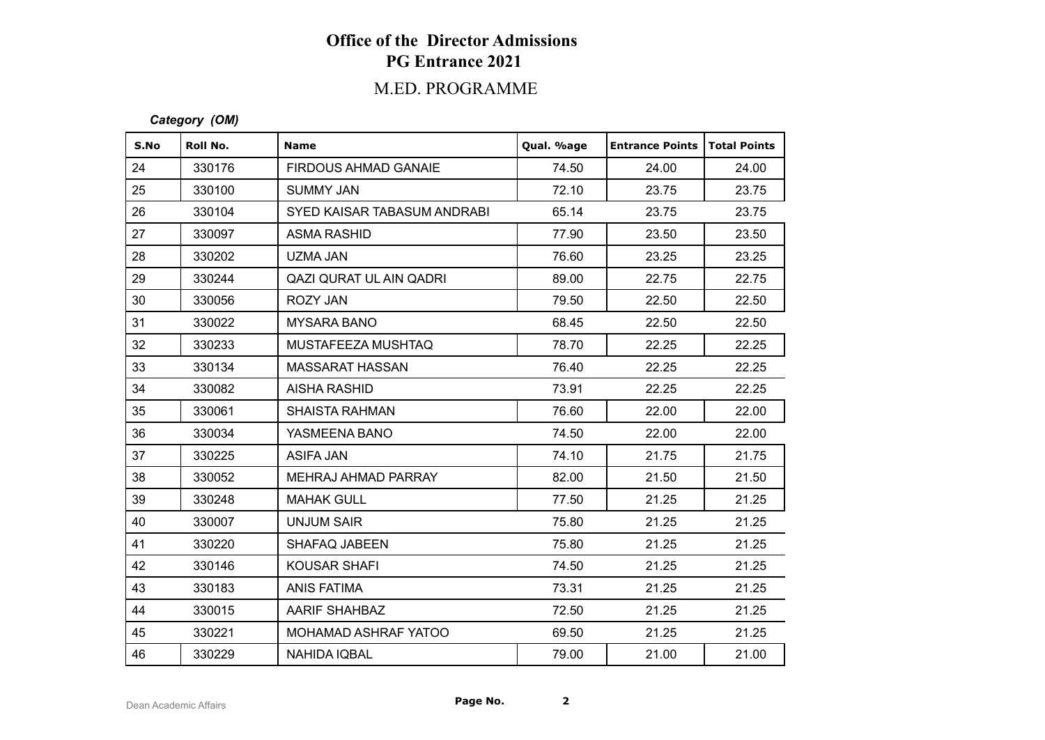# Office of the Director Admissions
## PG Entrance 2021
### M.ED. PROGRAMME

***Category (OM)***

| S.No | Roll No. | Name | Qual. %age | Entrance Points | Total Points |
|---|---|---|---|---|---|
| 24 | 330176 | FIRDOUS AHMAD GANAIE | 74.50 | 24.00 | 24.00 |
| 25 | 330100 | SUMMY JAN | 72.10 | 23.75 | 23.75 |
| 26 | 330104 | SYED KAISAR TABASUM ANDRABI | 65.14 | 23.75 | 23.75 |
| 27 | 330097 | ASMA RASHID | 77.90 | 23.50 | 23.50 |
| 28 | 330202 | UZMA JAN | 76.60 | 23.25 | 23.25 |
| 29 | 330244 | QAZI QURAT UL AIN QADRI | 89.00 | 22.75 | 22.75 |
| 30 | 330056 | ROZY JAN | 79.50 | 22.50 | 22.50 |
| 31 | 330022 | MYSARA BANO | 68.45 | 22.50 | 22.50 |
| 32 | 330233 | MUSTAFEEZA MUSHTAQ | 78.70 | 22.25 | 22.25 |
| 33 | 330134 | MASSARAT HASSAN | 76.40 | 22.25 | 22.25 |
| 34 | 330082 | AISHA RASHID | 73.91 | 22.25 | 22.25 |
| 35 | 330061 | SHAISTA RAHMAN | 76.60 | 22.00 | 22.00 |
| 36 | 330034 | YASMEENA BANO | 74.50 | 22.00 | 22.00 |
| 37 | 330225 | ASIFA JAN | 74.10 | 21.75 | 21.75 |
| 38 | 330052 | MEHRAJ AHMAD PARRAY | 82.00 | 21.50 | 21.50 |
| 39 | 330248 | MAHAK GULL | 77.50 | 21.25 | 21.25 |
| 40 | 330007 | UNJUM SAIR | 75.80 | 21.25 | 21.25 |
| 41 | 330220 | SHAFAQ JABEEN | 75.80 | 21.25 | 21.25 |
| 42 | 330146 | KOUSAR SHAFI | 74.50 | 21.25 | 21.25 |
| 43 | 330183 | ANIS FATIMA | 73.31 | 21.25 | 21.25 |
| 44 | 330015 | AARIF SHAHBAZ | 72.50 | 21.25 | 21.25 |
| 45 | 330221 | MOHAMAD ASHRAF YATOO | 69.50 | 21.25 | 21.25 |
| 46 | 330229 | NAHIDA IQBAL | 79.00 | 21.00 | 21.00 |

Dean Academic Affairs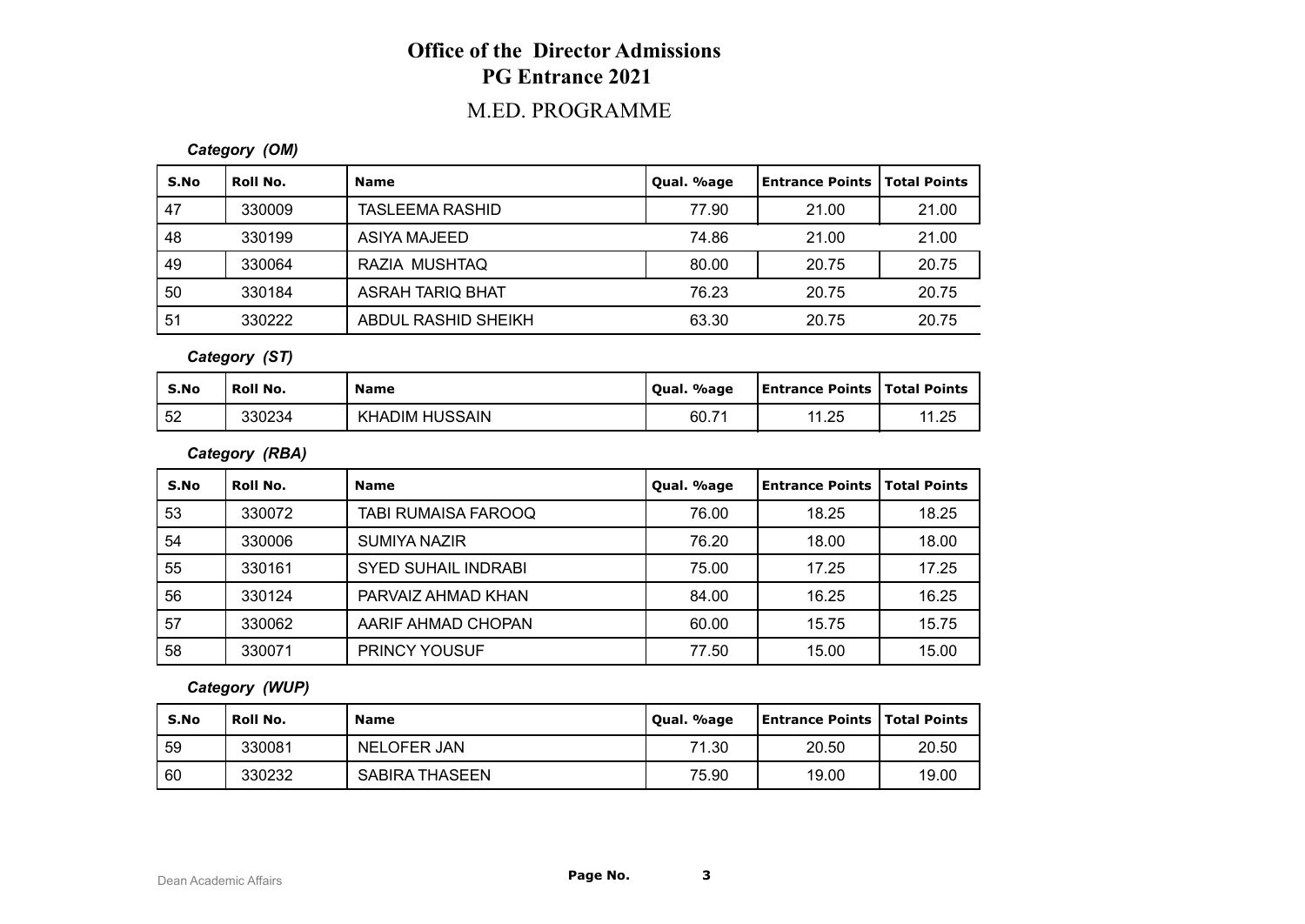# Office of the Director Admissions
# PG Entrance 2021
## M.ED. PROGRAMME

***Category (OM)***

| S.No | Roll No. | Name | Qual. %age | Entrance Points | Total Points |
|---|---|---|---|---|---|
| 47 | 330009 | TASLEEMA RASHID | 77.90 | 21.00 | 21.00 |
| 48 | 330199 | ASIYA MAJEED | 74.86 | 21.00 | 21.00 |
| 49 | 330064 | RAZIA MUSHTAQ | 80.00 | 20.75 | 20.75 |
| 50 | 330184 | ASRAH TARIQ BHAT | 76.23 | 20.75 | 20.75 |
| 51 | 330222 | ABDUL RASHID SHEIKH | 63.30 | 20.75 | 20.75 |

***Category (ST)***

| S.No | Roll No. | Name | Qual. %age | Entrance Points | Total Points |
|---|---|---|---|---|---|
| 52 | 330234 | KHADIM HUSSAIN | 60.71 | 11.25 | 11.25 |

***Category (RBA)***

| S.No | Roll No. | Name | Qual. %age | Entrance Points | Total Points |
|---|---|---|---|---|---|
| 53 | 330072 | TABI RUMAISA FAROOQ | 76.00 | 18.25 | 18.25 |
| 54 | 330006 | SUMIYA NAZIR | 76.20 | 18.00 | 18.00 |
| 55 | 330161 | SYED SUHAIL INDRABI | 75.00 | 17.25 | 17.25 |
| 56 | 330124 | PARVAIZ AHMAD KHAN | 84.00 | 16.25 | 16.25 |
| 57 | 330062 | AARIF AHMAD CHOPAN | 60.00 | 15.75 | 15.75 |
| 58 | 330071 | PRINCY YOUSUF | 77.50 | 15.00 | 15.00 |

***Category (WUP)***

| S.No | Roll No. | Name | Qual. %age | Entrance Points | Total Points |
|---|---|---|---|---|---|
| 59 | 330081 | NELOFER JAN | 71.30 | 20.50 | 20.50 |
| 60 | 330232 | SABIRA THASEEN | 75.90 | 19.00 | 19.00 |

Dean Academic Affairs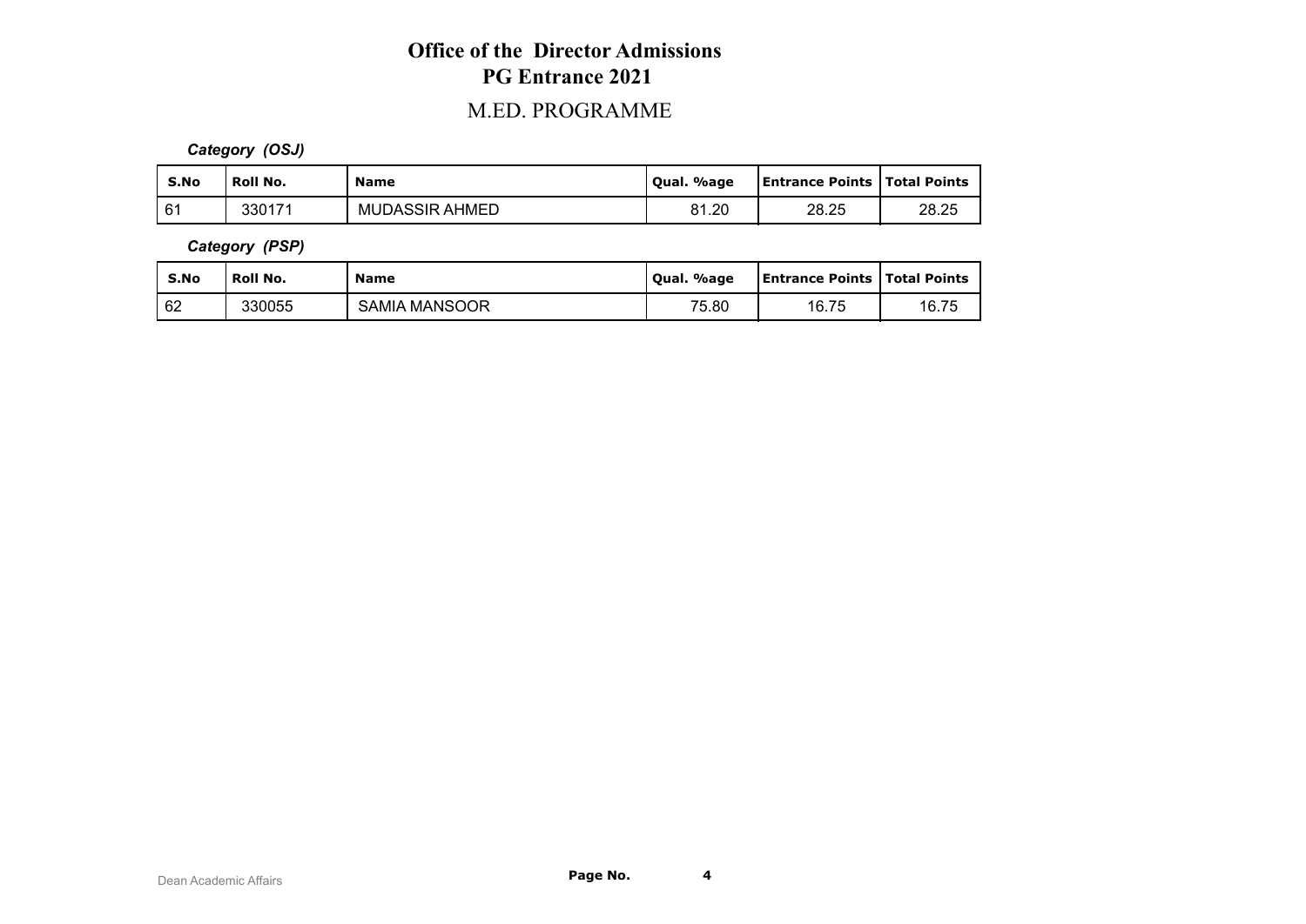# Office of the Director Admissions
# PG Entrance 2021
## M.ED. PROGRAMME

***Category (OSJ)***

| S.No | Roll No. | Name | Qual. %age | Entrance Points | Total Points |
|---|---|---|---|---|---|
| 61 | 330171 | MUDASSIR AHMED | 81.20 | 28.25 | 28.25 |

***Category (PSP)***

| S.No | Roll No. | Name | Qual. %age | Entrance Points | Total Points |
|---|---|---|---|---|---|
| 62 | 330055 | SAMIA MANSOOR | 75.80 | 16.75 | 16.75 |

Dean Academic Affairs